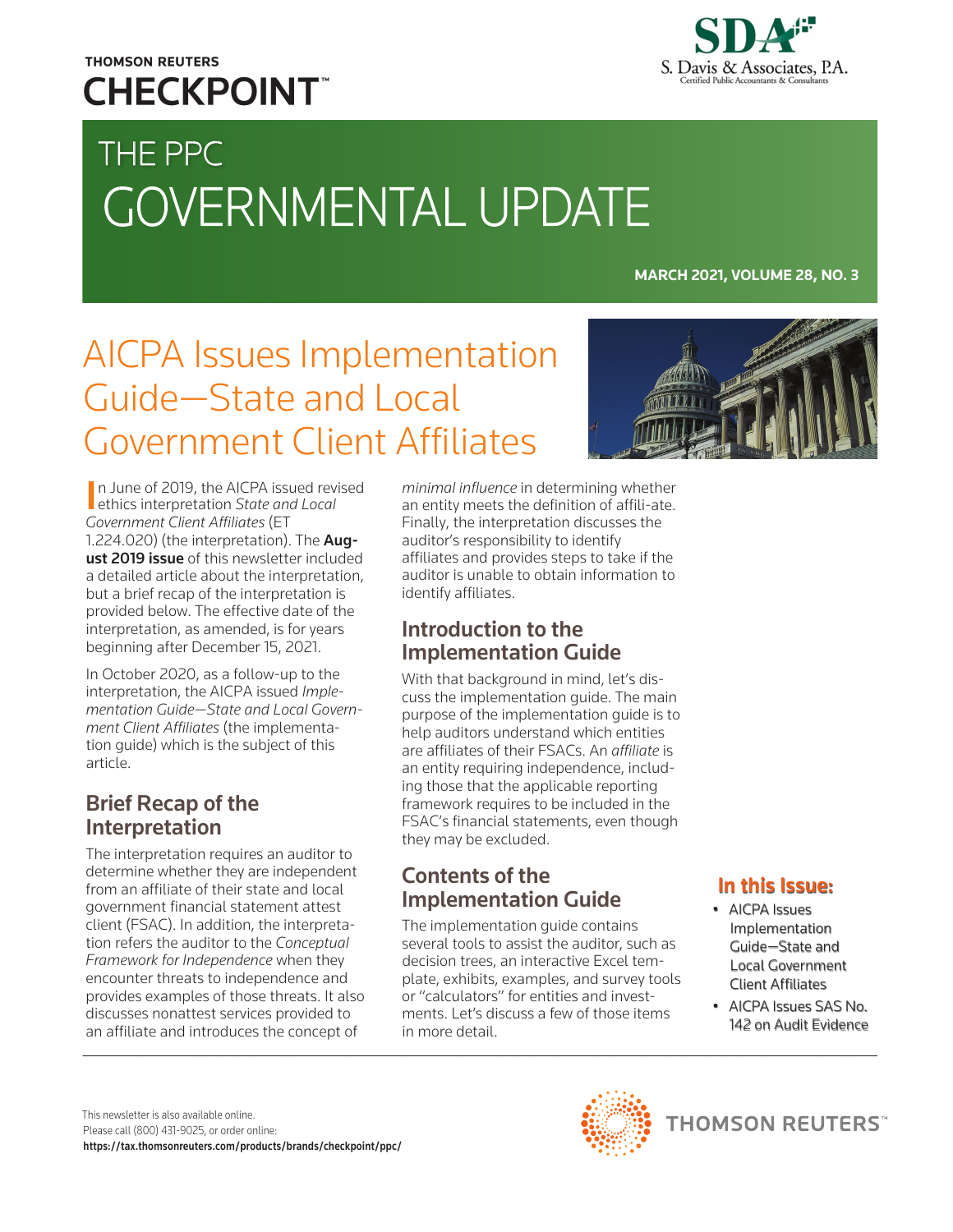THOMSON REUTERS
CHECKPOINT™

SDA
S. Davis & Associates, P.A.
Certified Public Accountants & Consultants

# THE PPC GOVERNMENTAL UPDATE

**MARCH 2021, VOLUME 28, NO. 3**

# AICPA Issues Implementation Guide—State and Local Government Client Affiliates

In June of 2019, the AICPA issued revised ethics interpretation *State and Local Government Client Affiliates* (ET 1.224.020) (the interpretation). The **August 2019 issue** of this newsletter included a detailed article about the interpretation, but a brief recap of the interpretation is provided below. The effective date of the interpretation, as amended, is for years beginning after December 15, 2021.

In October 2020, as a follow-up to the interpretation, the AICPA issued *Implementation Guide—State and Local Government Client Affiliates* (the implementation guide) which is the subject of this article.

## Brief Recap of the Interpretation

The interpretation requires an auditor to determine whether they are independent from an affiliate of their state and local government financial statement attest client (FSAC). In addition, the interpretation refers the auditor to the *Conceptual Framework for Independence* when they encounter threats to independence and provides examples of those threats. It also discusses nonattest services provided to an affiliate and introduces the concept of *minimal influence* in determining whether an entity meets the definition of affili-ate. Finally, the interpretation discusses the auditor's responsibility to identify affiliates and provides steps to take if the auditor is unable to obtain information to identify affiliates.

## Introduction to the Implementation Guide

With that background in mind, let's discuss the implementation guide. The main purpose of the implementation guide is to help auditors understand which entities are affiliates of their FSACs. An *affiliate* is an entity requiring independence, including those that the applicable reporting framework requires to be included in the FSAC's financial statements, even though they may be excluded.

## Contents of the Implementation Guide

The implementation guide contains several tools to assist the auditor, such as decision trees, an interactive Excel template, exhibits, examples, and survey tools or "calculators" for entities and investments. Let's discuss a few of those items in more detail.

**In this Issue:**

- AICPA Issues Implementation Guide—State and Local Government Client Affiliates
- AICPA Issues SAS No. 142 on Audit Evidence

This newsletter is also available online.
Please call (800) 431-9025, or order online:
**https://tax.thomsonreuters.com/products/brands/checkpoint/ppc/**

THOMSON REUTERS™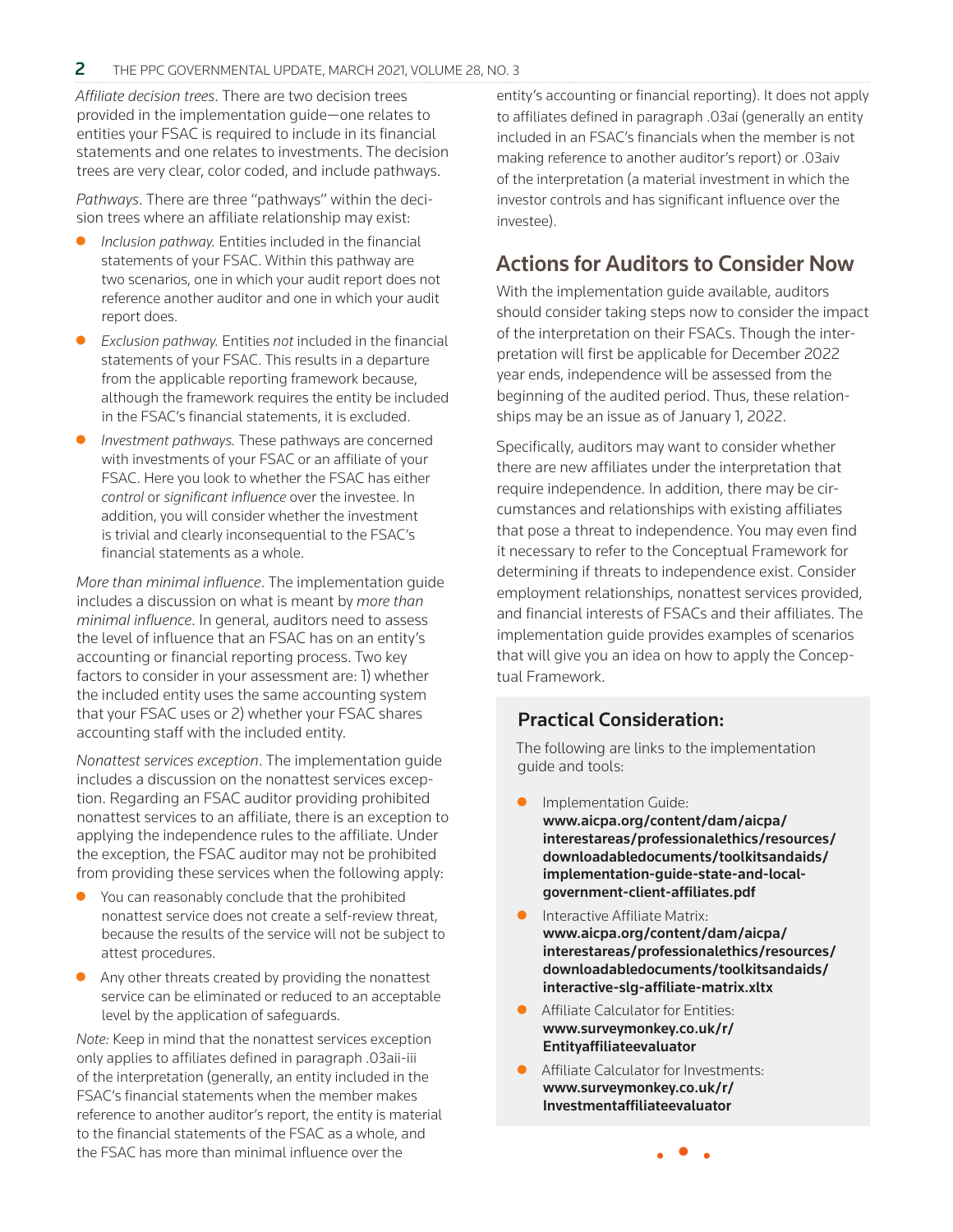*Affiliate decision trees*. There are two decision trees provided in the implementation guide—one relates to entities your FSAC is required to include in its financial statements and one relates to investments. The decision trees are very clear, color coded, and include pathways.

*Pathways*. There are three "pathways" within the decision trees where an affiliate relationship may exist:

- *Inclusion pathway.* Entities included in the financial statements of your FSAC. Within this pathway are two scenarios, one in which your audit report does not reference another auditor and one in which your audit report does.
- *Exclusion pathway.* Entities *not* included in the financial statements of your FSAC. This results in a departure from the applicable reporting framework because, although the framework requires the entity be included in the FSAC's financial statements, it is excluded.
- *Investment pathways.* These pathways are concerned with investments of your FSAC or an affiliate of your FSAC. Here you look to whether the FSAC has either *control* or *significant influence* over the investee. In addition, you will consider whether the investment is trivial and clearly inconsequential to the FSAC's financial statements as a whole.

*More than minimal influence*. The implementation guide includes a discussion on what is meant by *more than minimal influence*. In general, auditors need to assess the level of influence that an FSAC has on an entity's accounting or financial reporting process. Two key factors to consider in your assessment are: 1) whether the included entity uses the same accounting system that your FSAC uses or 2) whether your FSAC shares accounting staff with the included entity.

*Nonattest services exception*. The implementation guide includes a discussion on the nonattest services exception. Regarding an FSAC auditor providing prohibited nonattest services to an affiliate, there is an exception to applying the independence rules to the affiliate. Under the exception, the FSAC auditor may not be prohibited from providing these services when the following apply:

- You can reasonably conclude that the prohibited nonattest service does not create a self-review threat, because the results of the service will not be subject to attest procedures.
- Any other threats created by providing the nonattest service can be eliminated or reduced to an acceptable level by the application of safeguards.

*Note:* Keep in mind that the nonattest services exception only applies to affiliates defined in paragraph .03aii-iii of the interpretation (generally, an entity included in the FSAC's financial statements when the member makes reference to another auditor's report, the entity is material to the financial statements of the FSAC as a whole, and the FSAC has more than minimal influence over the entity's accounting or financial reporting). It does not apply to affiliates defined in paragraph .03ai (generally an entity included in an FSAC's financials when the member is not making reference to another auditor's report) or .03aiv of the interpretation (a material investment in which the investor controls and has significant influence over the investee).

## Actions for Auditors to Consider Now

With the implementation guide available, auditors should consider taking steps now to consider the impact of the interpretation on their FSACs. Though the interpretation will first be applicable for December 2022 year ends, independence will be assessed from the beginning of the audited period. Thus, these relationships may be an issue as of January 1, 2022.

Specifically, auditors may want to consider whether there are new affiliates under the interpretation that require independence. In addition, there may be circumstances and relationships with existing affiliates that pose a threat to independence. You may even find it necessary to refer to the Conceptual Framework for determining if threats to independence exist. Consider employment relationships, nonattest services provided, and financial interests of FSACs and their affiliates. The implementation guide provides examples of scenarios that will give you an idea on how to apply the Conceptual Framework.

### Practical Consideration:

The following are links to the implementation guide and tools:

- Implementation Guide: **www.aicpa.org/content/dam/aicpa/interestareas/professionalethics/resources/downloadabledocuments/toolkitsandaids/implementation-guide-state-and-local-government-client-affiliates.pdf**
- Interactive Affiliate Matrix: **www.aicpa.org/content/dam/aicpa/interestareas/professionalethics/resources/downloadabledocuments/toolkitsandaids/interactive-slg-affiliate-matrix.xltx**
- Affiliate Calculator for Entities: **www.surveymonkey.co.uk/r/Entityaffiliateevaluator**
- Affiliate Calculator for Investments: **www.surveymonkey.co.uk/r/Investmentaffiliateevaluator**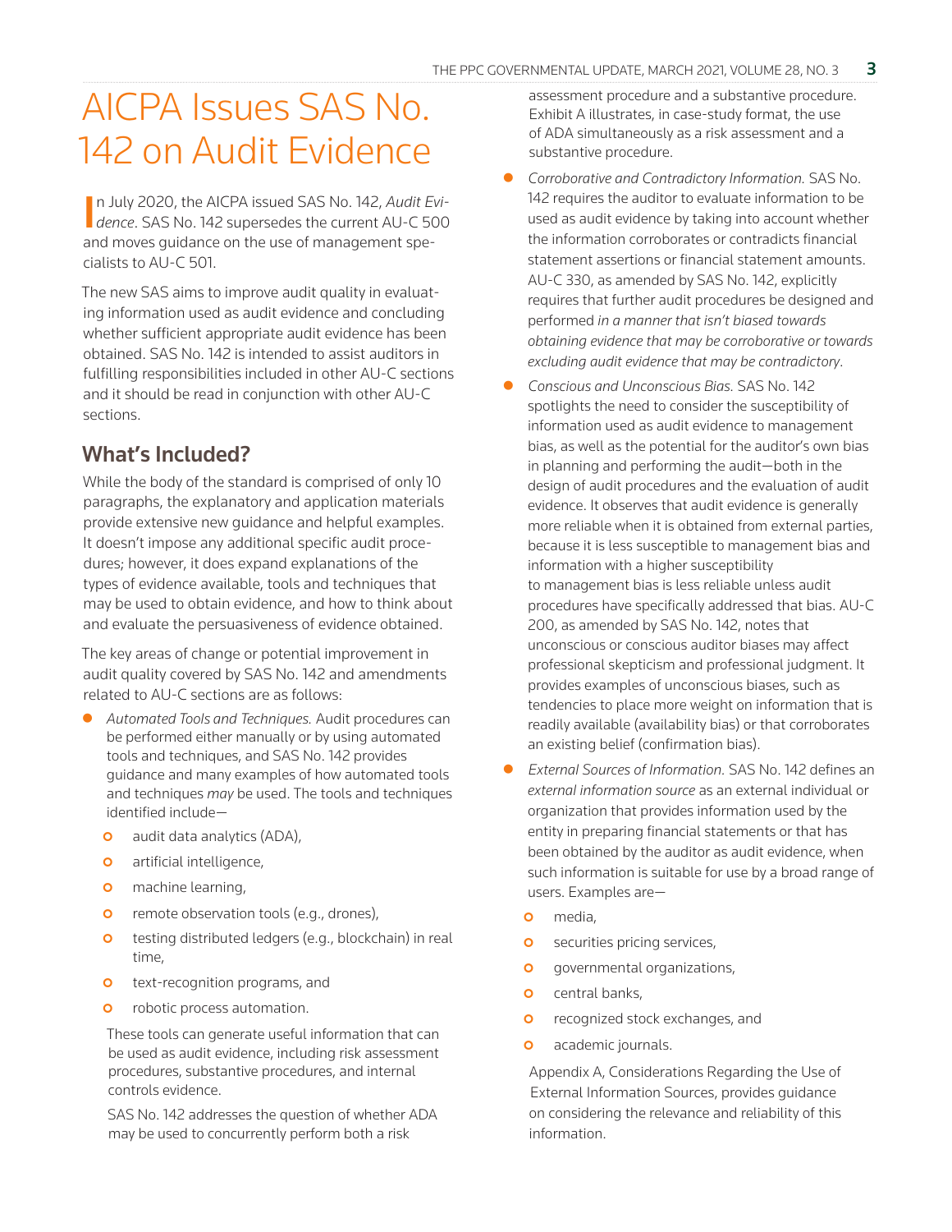# AICPA Issues SAS No. 142 on Audit Evidence

In July 2020, the AICPA issued SAS No. 142, *Audit Evidence*. SAS No. 142 supersedes the current AU-C 500 and moves guidance on the use of management specialists to AU-C 501.

The new SAS aims to improve audit quality in evaluating information used as audit evidence and concluding whether sufficient appropriate audit evidence has been obtained. SAS No. 142 is intended to assist auditors in fulfilling responsibilities included in other AU-C sections and it should be read in conjunction with other AU-C sections.

## What's Included?

While the body of the standard is comprised of only 10 paragraphs, the explanatory and application materials provide extensive new guidance and helpful examples. It doesn't impose any additional specific audit procedures; however, it does expand explanations of the types of evidence available, tools and techniques that may be used to obtain evidence, and how to think about and evaluate the persuasiveness of evidence obtained.

The key areas of change or potential improvement in audit quality covered by SAS No. 142 and amendments related to AU-C sections are as follows:

- *Automated Tools and Techniques.* Audit procedures can be performed either manually or by using automated tools and techniques, and SAS No. 142 provides guidance and many examples of how automated tools and techniques *may* be used. The tools and techniques identified include—
  - audit data analytics (ADA),
  - artificial intelligence,
  - machine learning,
  - remote observation tools (e.g., drones),
  - testing distributed ledgers (e.g., blockchain) in real time,
  - text-recognition programs, and
  - robotic process automation.

  These tools can generate useful information that can be used as audit evidence, including risk assessment procedures, substantive procedures, and internal controls evidence.

  SAS No. 142 addresses the question of whether ADA may be used to concurrently perform both a risk assessment procedure and a substantive procedure. Exhibit A illustrates, in case-study format, the use of ADA simultaneously as a risk assessment and a substantive procedure.
- *Corroborative and Contradictory Information.* SAS No. 142 requires the auditor to evaluate information to be used as audit evidence by taking into account whether the information corroborates or contradicts financial statement assertions or financial statement amounts. AU-C 330, as amended by SAS No. 142, explicitly requires that further audit procedures be designed and performed *in a manner that isn't biased towards obtaining evidence that may be corroborative or towards excluding audit evidence that may be contradictory*.
- *Conscious and Unconscious Bias.* SAS No. 142 spotlights the need to consider the susceptibility of information used as audit evidence to management bias, as well as the potential for the auditor's own bias in planning and performing the audit—both in the design of audit procedures and the evaluation of audit evidence. It observes that audit evidence is generally more reliable when it is obtained from external parties, because it is less susceptible to management bias and information with a higher susceptibility to management bias is less reliable unless audit procedures have specifically addressed that bias. AU-C 200, as amended by SAS No. 142, notes that unconscious or conscious auditor biases may affect professional skepticism and professional judgment. It provides examples of unconscious biases, such as tendencies to place more weight on information that is readily available (availability bias) or that corroborates an existing belief (confirmation bias).
- *External Sources of Information.* SAS No. 142 defines an *external information source* as an external individual or organization that provides information used by the entity in preparing financial statements or that has been obtained by the auditor as audit evidence, when such information is suitable for use by a broad range of users. Examples are—
  - media,
  - securities pricing services,
  - governmental organizations,
  - central banks,
  - recognized stock exchanges, and
  - academic journals.

  Appendix A, Considerations Regarding the Use of External Information Sources, provides guidance on considering the relevance and reliability of this information.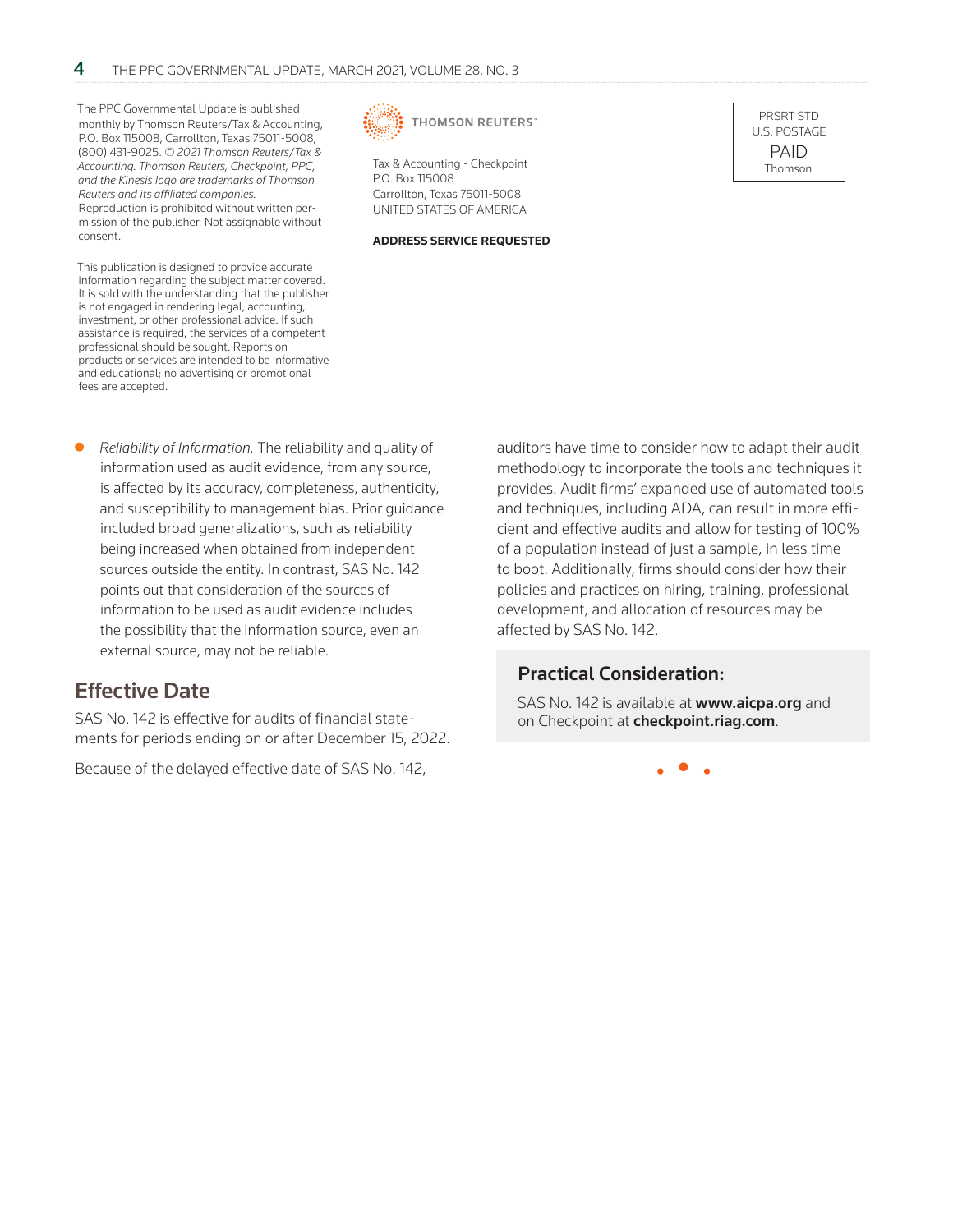The PPC Governmental Update is published monthly by Thomson Reuters/Tax & Accounting, P.O. Box 115008, Carrollton, Texas 75011-5008, (800) 431-9025. *© 2021 Thomson Reuters/Tax & Accounting. Thomson Reuters, Checkpoint, PPC, and the Kinesis logo are trademarks of Thomson Reuters and its affiliated companies.* Reproduction is prohibited without written permission of the publisher. Not assignable without consent.

This publication is designed to provide accurate information regarding the subject matter covered. It is sold with the understanding that the publisher is not engaged in rendering legal, accounting, investment, or other professional advice. If such assistance is required, the services of a competent professional should be sought. Reports on products or services are intended to be informative and educational; no advertising or promotional fees are accepted.

THOMSON REUTERS™

Tax & Accounting - Checkpoint
P.O. Box 115008
Carrollton, Texas 75011-5008
UNITED STATES OF AMERICA

**ADDRESS SERVICE REQUESTED**

PRSRT STD
U.S. POSTAGE
PAID
Thomson

- *Reliability of Information.* The reliability and quality of information used as audit evidence, from any source, is affected by its accuracy, completeness, authenticity, and susceptibility to management bias. Prior guidance included broad generalizations, such as reliability being increased when obtained from independent sources outside the entity. In contrast, SAS No. 142 points out that consideration of the sources of information to be used as audit evidence includes the possibility that the information source, even an external source, may not be reliable.

## Effective Date

SAS No. 142 is effective for audits of financial statements for periods ending on or after December 15, 2022.

Because of the delayed effective date of SAS No. 142, auditors have time to consider how to adapt their audit methodology to incorporate the tools and techniques it provides. Audit firms' expanded use of automated tools and techniques, including ADA, can result in more efficient and effective audits and allow for testing of 100% of a population instead of just a sample, in less time to boot. Additionally, firms should consider how their policies and practices on hiring, training, professional development, and allocation of resources may be affected by SAS No. 142.

### Practical Consideration:

SAS No. 142 is available at **www.aicpa.org** and on Checkpoint at **checkpoint.riag.com**.